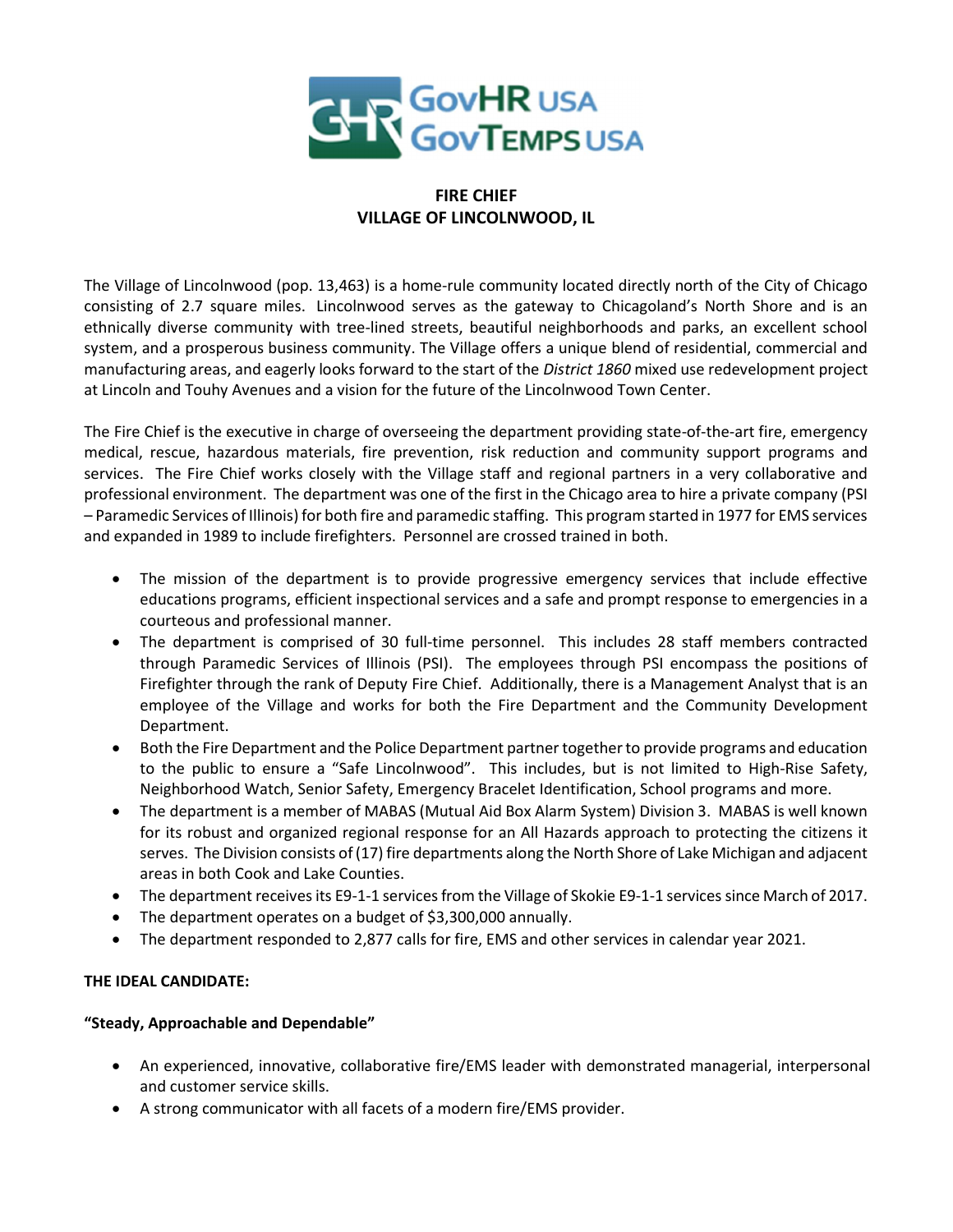**FIRE CHIEF**
**VILLAGE OF LINCOLNWOOD, IL**

The Village of Lincolnwood (pop. 13,463) is a home-rule community located directly north of the City of Chicago consisting of 2.7 square miles. Lincolnwood serves as the gateway to Chicagoland's North Shore and is an ethnically diverse community with tree-lined streets, beautiful neighborhoods and parks, an excellent school system, and a prosperous business community. The Village offers a unique blend of residential, commercial and manufacturing areas, and eagerly looks forward to the start of the *District 1860* mixed use redevelopment project at Lincoln and Touhy Avenues and a vision for the future of the Lincolnwood Town Center.

The Fire Chief is the executive in charge of overseeing the department providing state-of-the-art fire, emergency medical, rescue, hazardous materials, fire prevention, risk reduction and community support programs and services. The Fire Chief works closely with the Village staff and regional partners in a very collaborative and professional environment. The department was one of the first in the Chicago area to hire a private company (PSI – Paramedic Services of Illinois) for both fire and paramedic staffing. This program started in 1977 for EMS services and expanded in 1989 to include firefighters. Personnel are crossed trained in both.

- The mission of the department is to provide progressive emergency services that include effective educations programs, efficient inspectional services and a safe and prompt response to emergencies in a courteous and professional manner.
- The department is comprised of 30 full-time personnel. This includes 28 staff members contracted through Paramedic Services of Illinois (PSI). The employees through PSI encompass the positions of Firefighter through the rank of Deputy Fire Chief. Additionally, there is a Management Analyst that is an employee of the Village and works for both the Fire Department and the Community Development Department.
- Both the Fire Department and the Police Department partner together to provide programs and education to the public to ensure a "Safe Lincolnwood". This includes, but is not limited to High-Rise Safety, Neighborhood Watch, Senior Safety, Emergency Bracelet Identification, School programs and more.
- The department is a member of MABAS (Mutual Aid Box Alarm System) Division 3. MABAS is well known for its robust and organized regional response for an All Hazards approach to protecting the citizens it serves. The Division consists of (17) fire departments along the North Shore of Lake Michigan and adjacent areas in both Cook and Lake Counties.
- The department receives its E9-1-1 services from the Village of Skokie E9-1-1 services since March of 2017.
- The department operates on a budget of $3,300,000 annually.
- The department responded to 2,877 calls for fire, EMS and other services in calendar year 2021.

**THE IDEAL CANDIDATE:**

**"Steady, Approachable and Dependable"**

- An experienced, innovative, collaborative fire/EMS leader with demonstrated managerial, interpersonal and customer service skills.
- A strong communicator with all facets of a modern fire/EMS provider.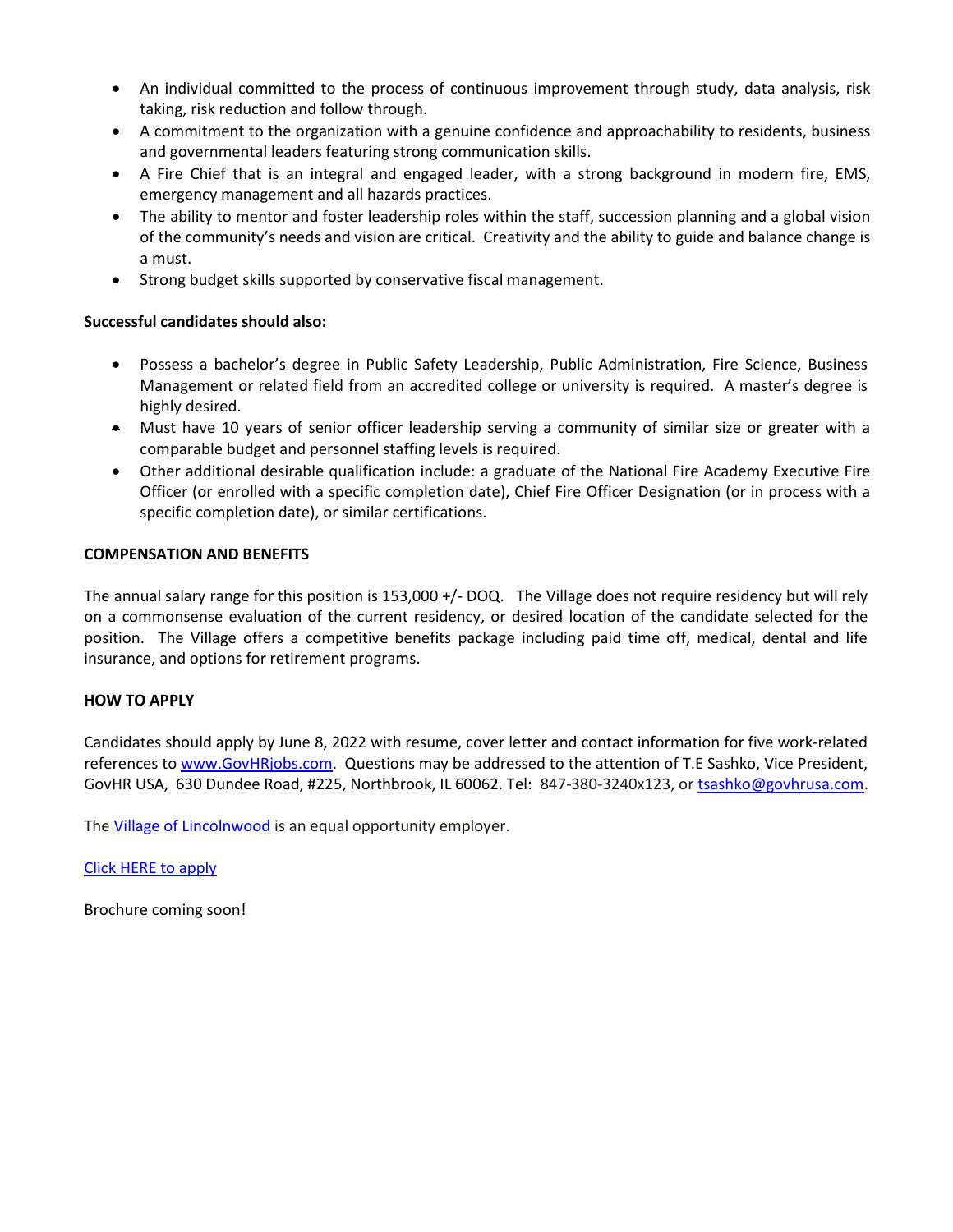- An individual committed to the process of continuous improvement through study, data analysis, risk taking, risk reduction and follow through.
- A commitment to the organization with a genuine confidence and approachability to residents, business and governmental leaders featuring strong communication skills.
- A Fire Chief that is an integral and engaged leader, with a strong background in modern fire, EMS, emergency management and all hazards practices.
- The ability to mentor and foster leadership roles within the staff, succession planning and a global vision of the community's needs and vision are critical. Creativity and the ability to guide and balance change is a must.
- Strong budget skills supported by conservative fiscal management.

**Successful candidates should also:**

- Possess a bachelor's degree in Public Safety Leadership, Public Administration, Fire Science, Business Management or related field from an accredited college or university is required. A master's degree is highly desired.
- Must have 10 years of senior officer leadership serving a community of similar size or greater with a comparable budget and personnel staffing levels is required.
- Other additional desirable qualification include: a graduate of the National Fire Academy Executive Fire Officer (or enrolled with a specific completion date), Chief Fire Officer Designation (or in process with a specific completion date), or similar certifications.

**COMPENSATION AND BENEFITS**

The annual salary range for this position is 153,000 +/- DOQ. The Village does not require residency but will rely on a commonsense evaluation of the current residency, or desired location of the candidate selected for the position. The Village offers a competitive benefits package including paid time off, medical, dental and life insurance, and options for retirement programs.

**HOW TO APPLY**

Candidates should apply by June 8, 2022 with resume, cover letter and contact information for five work-related references to [www.GovHRjobs.com](www.GovHRjobs.com). Questions may be addressed to the attention of T.E Sashko, Vice President, GovHR USA, 630 Dundee Road, #225, Northbrook, IL 60062. Tel: 847-380-3240x123, or [tsashko@govhrusa.com](mailto:tsashko@govhrusa.com).

The [Village of Lincolnwood]() is an equal opportunity employer.

[Click HERE to apply]()

Brochure coming soon!